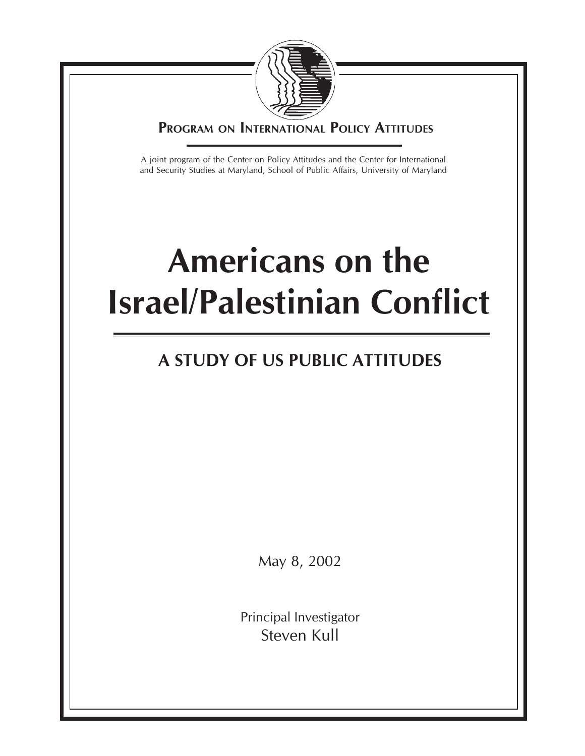**Program on International Policy Attitudes**

A joint program of the Center on Policy Attitudes and the Center for International and Security Studies at Maryland, School of Public Affairs, University of Maryland

# Americans on the Israel/Palestinian Conflict

## A STUDY OF US PUBLIC ATTITUDES

May 8, 2002

Principal Investigator
Steven Kull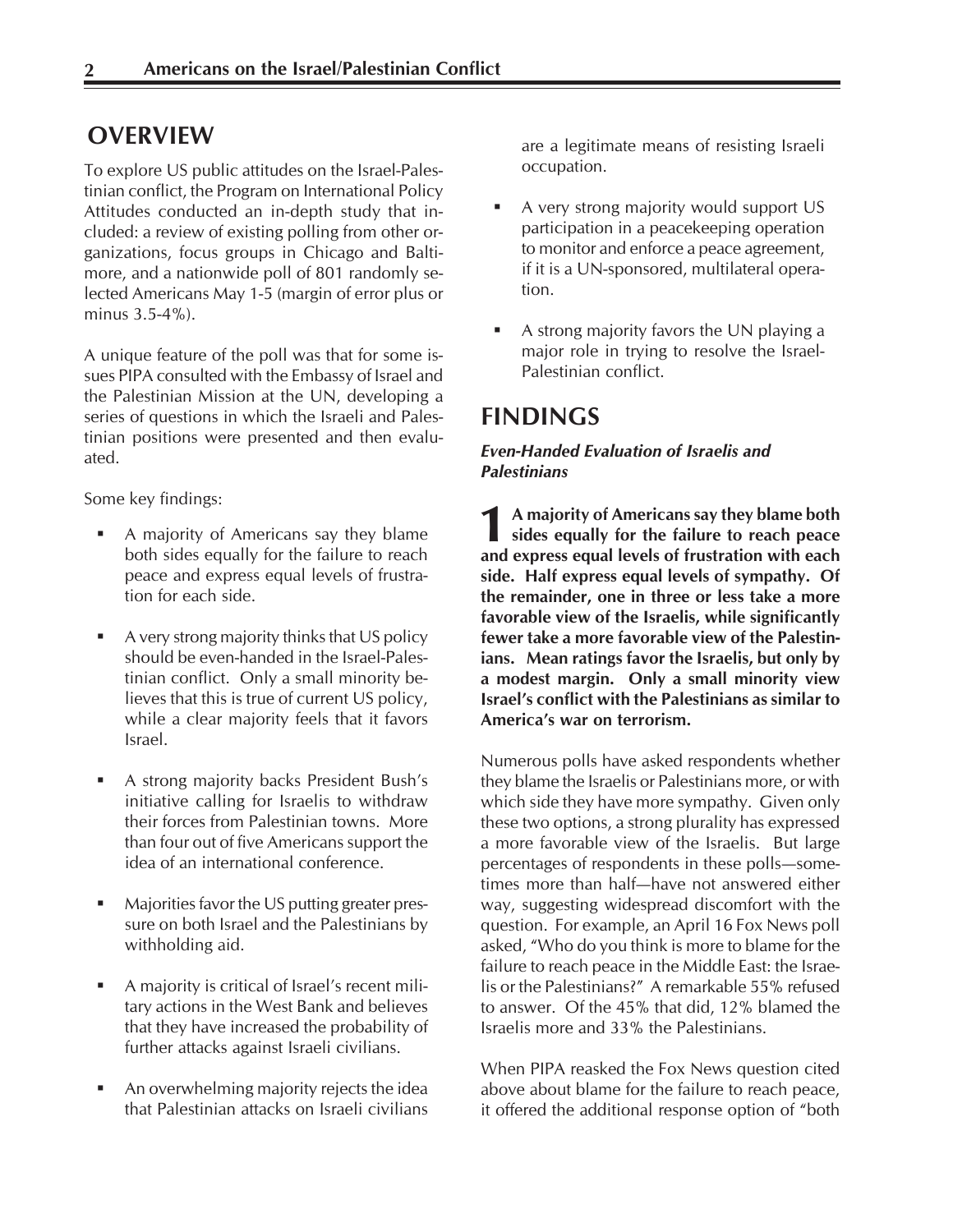## OVERVIEW

To explore US public attitudes on the Israel-Palestinian conflict, the Program on International Policy Attitudes conducted an in-depth study that included: a review of existing polling from other organizations, focus groups in Chicago and Baltimore, and a nationwide poll of 801 randomly selected Americans May 1-5 (margin of error plus or minus 3.5-4%).

A unique feature of the poll was that for some issues PIPA consulted with the Embassy of Israel and the Palestinian Mission at the UN, developing a series of questions in which the Israeli and Palestinian positions were presented and then evaluated.

Some key findings:

- A majority of Americans say they blame both sides equally for the failure to reach peace and express equal levels of frustration for each side.
- A very strong majority thinks that US policy should be even-handed in the Israel-Palestinian conflict. Only a small minority believes that this is true of current US policy, while a clear majority feels that it favors Israel.
- A strong majority backs President Bush's initiative calling for Israelis to withdraw their forces from Palestinian towns. More than four out of five Americans support the idea of an international conference.
- Majorities favor the US putting greater pressure on both Israel and the Palestinians by withholding aid.
- A majority is critical of Israel's recent military actions in the West Bank and believes that they have increased the probability of further attacks against Israeli civilians.
- An overwhelming majority rejects the idea that Palestinian attacks on Israeli civilians are a legitimate means of resisting Israeli occupation.
- A very strong majority would support US participation in a peacekeeping operation to monitor and enforce a peace agreement, if it is a UN-sponsored, multilateral operation.
- A strong majority favors the UN playing a major role in trying to resolve the Israel-Palestinian conflict.

## FINDINGS

### *Even-Handed Evaluation of Israelis and Palestinians*

**1 A majority of Americans say they blame both sides equally for the failure to reach peace and express equal levels of frustration with each side. Half express equal levels of sympathy. Of the remainder, one in three or less take a more favorable view of the Israelis, while significantly fewer take a more favorable view of the Palestinians. Mean ratings favor the Israelis, but only by a modest margin. Only a small minority view Israel's conflict with the Palestinians as similar to America's war on terrorism.**

Numerous polls have asked respondents whether they blame the Israelis or Palestinians more, or with which side they have more sympathy. Given only these two options, a strong plurality has expressed a more favorable view of the Israelis. But large percentages of respondents in these polls—sometimes more than half—have not answered either way, suggesting widespread discomfort with the question. For example, an April 16 Fox News poll asked, "Who do you think is more to blame for the failure to reach peace in the Middle East: the Israelis or the Palestinians?" A remarkable 55% refused to answer. Of the 45% that did, 12% blamed the Israelis more and 33% the Palestinians.

When PIPA reasked the Fox News question cited above about blame for the failure to reach peace, it offered the additional response option of "both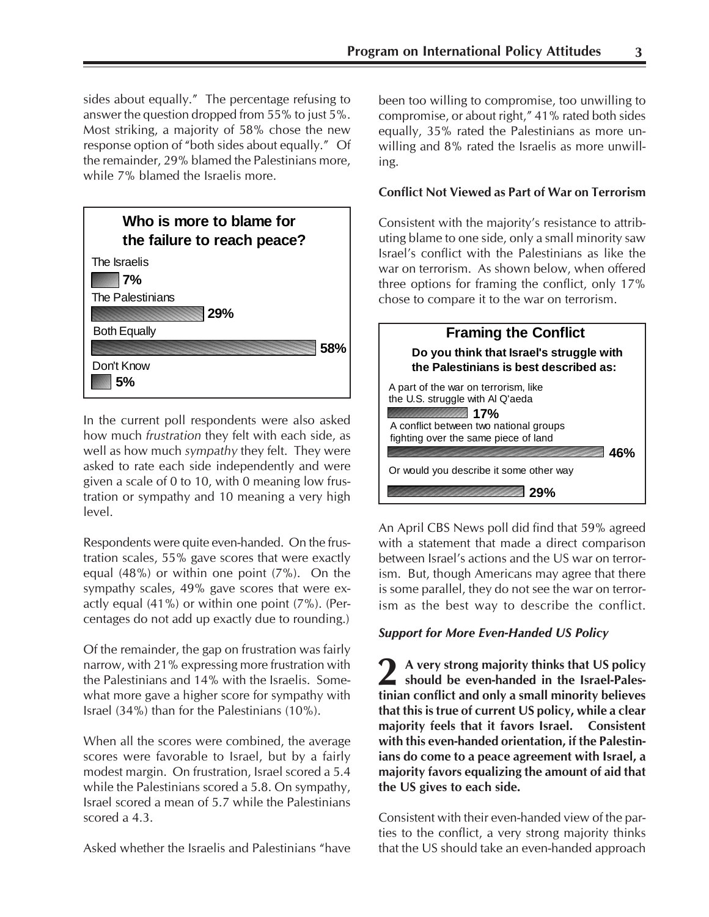sides about equally." The percentage refusing to answer the question dropped from 55% to just 5%. Most striking, a majority of 58% chose the new response option of "both sides about equally." Of the remainder, 29% blamed the Palestinians more, while 7% blamed the Israelis more.

**Who is more to blame for the failure to reach peace?**

| Response | % |
|---|---|
| The Israelis | 7% |
| The Palestinians | 29% |
| Both Equally | 58% |
| Don't Know | 5% |

In the current poll respondents were also asked how much *frustration* they felt with each side, as well as how much *sympathy* they felt. They were asked to rate each side independently and were given a scale of 0 to 10, with 0 meaning low frustration or sympathy and 10 meaning a very high level.

Respondents were quite even-handed. On the frustration scales, 55% gave scores that were exactly equal (48%) or within one point (7%). On the sympathy scales, 49% gave scores that were exactly equal (41%) or within one point (7%). (Percentages do not add up exactly due to rounding.)

Of the remainder, the gap on frustration was fairly narrow, with 21% expressing more frustration with the Palestinians and 14% with the Israelis. Somewhat more gave a higher score for sympathy with Israel (34%) than for the Palestinians (10%).

When all the scores were combined, the average scores were favorable to Israel, but by a fairly modest margin. On frustration, Israel scored a 5.4 while the Palestinians scored a 5.8. On sympathy, Israel scored a mean of 5.7 while the Palestinians scored a 4.3.

Asked whether the Israelis and Palestinians "have been too willing to compromise, too unwilling to compromise, or about right," 41% rated both sides equally, 35% rated the Palestinians as more unwilling and 8% rated the Israelis as more unwilling.

#### Conflict Not Viewed as Part of War on Terrorism

Consistent with the majority's resistance to attributing blame to one side, only a small minority saw Israel's conflict with the Palestinians as like the war on terrorism. As shown below, when offered three options for framing the conflict, only 17% chose to compare it to the war on terrorism.

**Framing the Conflict**

**Do you think that Israel's struggle with the Palestinians is best described as:**

| Response | % |
|---|---|
| A part of the war on terrorism, like the U.S. struggle with Al Q'aeda | 17% |
| A conflict between two national groups fighting over the same piece of land | 46% |
| Or would you describe it some other way | 29% |

An April CBS News poll did find that 59% agreed with a statement that made a direct comparison between Israel's actions and the US war on terrorism. But, though Americans may agree that there is some parallel, they do not see the war on terrorism as the best way to describe the conflict.

### *Support for More Even-Handed US Policy*

**2 A very strong majority thinks that US policy should be even-handed in the Israel-Palestinian conflict and only a small minority believes that this is true of current US policy, while a clear majority feels that it favors Israel. Consistent with this even-handed orientation, if the Palestinians do come to a peace agreement with Israel, a majority favors equalizing the amount of aid that the US gives to each side.**

Consistent with their even-handed view of the parties to the conflict, a very strong majority thinks that the US should take an even-handed approach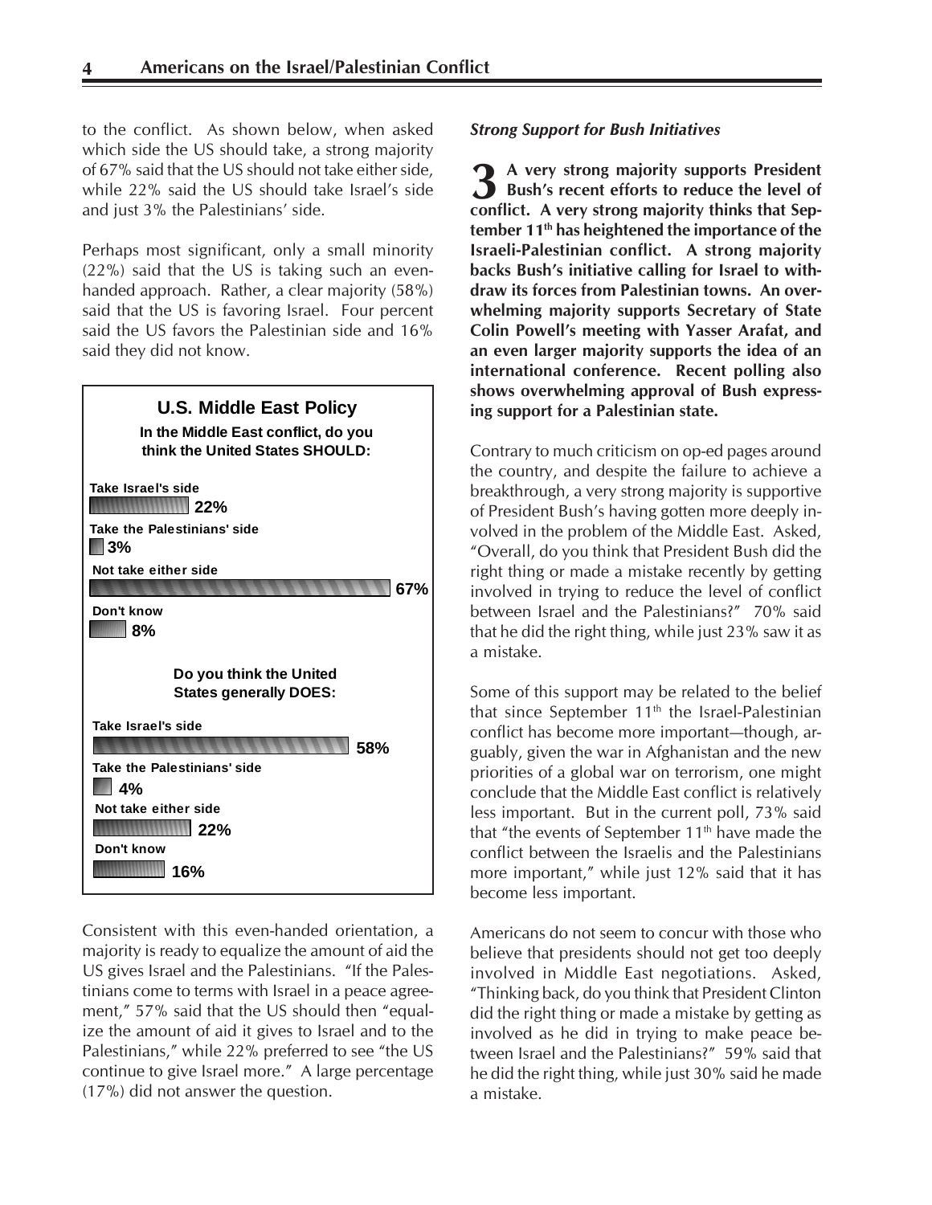to the conflict. As shown below, when asked which side the US should take, a strong majority of 67% said that the US should not take either side, while 22% said the US should take Israel's side and just 3% the Palestinians' side.

Perhaps most significant, only a small minority (22%) said that the US is taking such an even-handed approach. Rather, a clear majority (58%) said that the US is favoring Israel. Four percent said the US favors the Palestinian side and 16% said they did not know.

**U.S. Middle East Policy**

**In the Middle East conflict, do you think the United States SHOULD:**

| Response | % |
| --- | --- |
| Take Israel's side | 22% |
| Take the Palestinians' side | 3% |
| Not take either side | 67% |
| Don't know | 8% |

**Do you think the United States generally DOES:**

| Response | % |
| --- | --- |
| Take Israel's side | 58% |
| Take the Palestinians' side | 4% |
| Not take either side | 22% |
| Don't know | 16% |

Consistent with this even-handed orientation, a majority is ready to equalize the amount of aid the US gives Israel and the Palestinians. "If the Palestinians come to terms with Israel in a peace agreement," 57% said that the US should then "equalize the amount of aid it gives to Israel and to the Palestinians," while 22% preferred to see "the US continue to give Israel more." A large percentage (17%) did not answer the question.

### *Strong Support for Bush Initiatives*

**3 A very strong majority supports President Bush's recent efforts to reduce the level of conflict. A very strong majority thinks that September 11th has heightened the importance of the Israeli-Palestinian conflict. A strong majority backs Bush's initiative calling for Israel to withdraw its forces from Palestinian towns. An overwhelming majority supports Secretary of State Colin Powell's meeting with Yasser Arafat, and an even larger majority supports the idea of an international conference. Recent polling also shows overwhelming approval of Bush expressing support for a Palestinian state.**

Contrary to much criticism on op-ed pages around the country, and despite the failure to achieve a breakthrough, a very strong majority is supportive of President Bush's having gotten more deeply involved in the problem of the Middle East. Asked, "Overall, do you think that President Bush did the right thing or made a mistake recently by getting involved in trying to reduce the level of conflict between Israel and the Palestinians?" 70% said that he did the right thing, while just 23% saw it as a mistake.

Some of this support may be related to the belief that since September 11th the Israel-Palestinian conflict has become more important—though, arguably, given the war in Afghanistan and the new priorities of a global war on terrorism, one might conclude that the Middle East conflict is relatively less important. But in the current poll, 73% said that "the events of September 11th have made the conflict between the Israelis and the Palestinians more important," while just 12% said that it has become less important.

Americans do not seem to concur with those who believe that presidents should not get too deeply involved in Middle East negotiations. Asked, "Thinking back, do you think that President Clinton did the right thing or made a mistake by getting as involved as he did in trying to make peace between Israel and the Palestinians?" 59% said that he did the right thing, while just 30% said he made a mistake.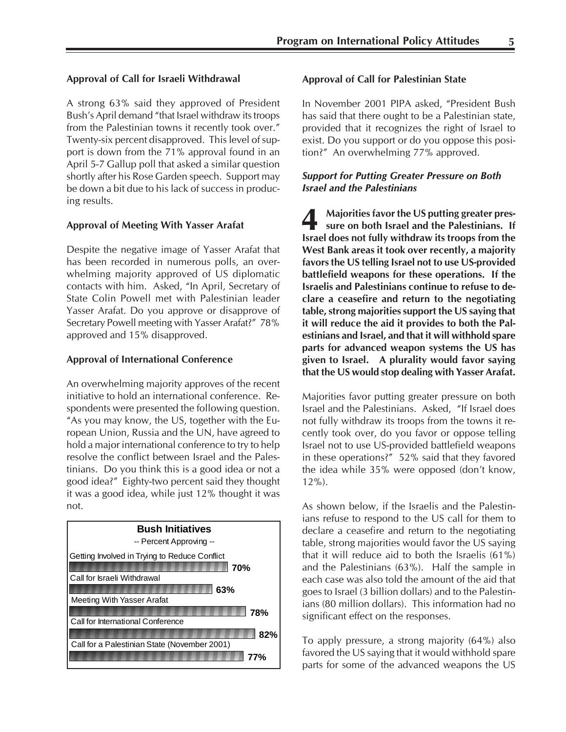### Approval of Call for Israeli Withdrawal

A strong 63% said they approved of President Bush's April demand "that Israel withdraw its troops from the Palestinian towns it recently took over." Twenty-six percent disapproved. This level of support is down from the 71% approval found in an April 5-7 Gallup poll that asked a similar question shortly after his Rose Garden speech. Support may be down a bit due to his lack of success in producing results.

### Approval of Meeting With Yasser Arafat

Despite the negative image of Yasser Arafat that has been recorded in numerous polls, an overwhelming majority approved of US diplomatic contacts with him. Asked, "In April, Secretary of State Colin Powell met with Palestinian leader Yasser Arafat. Do you approve or disapprove of Secretary Powell meeting with Yasser Arafat?" 78% approved and 15% disapproved.

### Approval of International Conference

An overwhelming majority approves of the recent initiative to hold an international conference. Respondents were presented the following question. "As you may know, the US, together with the European Union, Russia and the UN, have agreed to hold a major international conference to try to help resolve the conflict between Israel and the Palestinians. Do you think this is a good idea or not a good idea?" Eighty-two percent said they thought it was a good idea, while just 12% thought it was not.

**Bush Initiatives**
-- Percent Approving --

| Initiative | Percent Approving |
| --- | --- |
| Getting Involved in Trying to Reduce Conflict | 70% |
| Call for Israeli Withdrawal | 63% |
| Meeting With Yasser Arafat | 78% |
| Call for International Conference | 82% |
| Call for a Palestinian State (November 2001) | 77% |

### Approval of Call for Palestinian State

In November 2001 PIPA asked, "President Bush has said that there ought to be a Palestinian state, provided that it recognizes the right of Israel to exist. Do you support or do you oppose this position?" An overwhelming 77% approved.

### *Support for Putting Greater Pressure on Both Israel and the Palestinians*

**4 Majorities favor the US putting greater pressure on both Israel and the Palestinians. If Israel does not fully withdraw its troops from the West Bank areas it took over recently, a majority favors the US telling Israel not to use US-provided battlefield weapons for these operations. If the Israelis and Palestinians continue to refuse to declare a ceasefire and return to the negotiating table, strong majorities support the US saying that it will reduce the aid it provides to both the Palestinians and Israel, and that it will withhold spare parts for advanced weapon systems the US has given to Israel. A plurality would favor saying that the US would stop dealing with Yasser Arafat.**

Majorities favor putting greater pressure on both Israel and the Palestinians. Asked, "If Israel does not fully withdraw its troops from the towns it recently took over, do you favor or oppose telling Israel not to use US-provided battlefield weapons in these operations?" 52% said that they favored the idea while 35% were opposed (don't know, 12%).

As shown below, if the Israelis and the Palestinians refuse to respond to the US call for them to declare a ceasefire and return to the negotiating table, strong majorities would favor the US saying that it will reduce aid to both the Israelis (61%) and the Palestinians (63%). Half the sample in each case was also told the amount of the aid that goes to Israel (3 billion dollars) and to the Palestinians (80 million dollars). This information had no significant effect on the responses.

To apply pressure, a strong majority (64%) also favored the US saying that it would withhold spare parts for some of the advanced weapons the US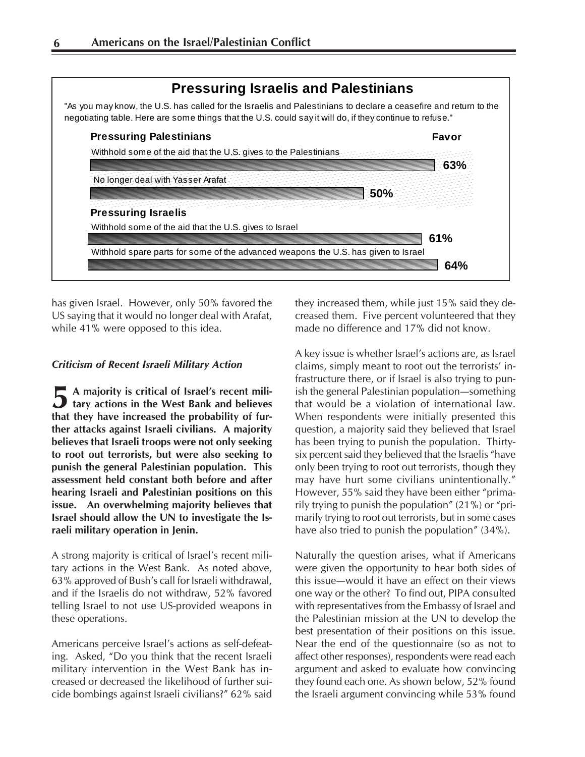**Pressuring Israelis and Palestinians**

"As you may know, the U.S. has called for the Israelis and Palestinians to declare a ceasefire and return to the negotiating table. Here are some things that the U.S. could say it will do, if they continue to refuse."

| | Favor |
|---|---|
| **Pressuring Palestinians** | |
| Withhold some of the aid that the U.S. gives to the Palestinians | 63% |
| No longer deal with Yasser Arafat | 50% |
| **Pressuring Israelis** | |
| Withhold some of the aid that the U.S. gives to Israel | 61% |
| Withhold spare parts for some of the advanced weapons the U.S. has given to Israel | 64% |

has given Israel. However, only 50% favored the US saying that it would no longer deal with Arafat, while 41% were opposed to this idea.

### *Criticism of Recent Israeli Military Action*

**5 A majority is critical of Israel's recent military actions in the West Bank and believes that they have increased the probability of further attacks against Israeli civilians. A majority believes that Israeli troops were not only seeking to root out terrorists, but were also seeking to punish the general Palestinian population. This assessment held constant both before and after hearing Israeli and Palestinian positions on this issue. An overwhelming majority believes that Israel should allow the UN to investigate the Israeli military operation in Jenin.**

A strong majority is critical of Israel's recent military actions in the West Bank. As noted above, 63% approved of Bush's call for Israeli withdrawal, and if the Israelis do not withdraw, 52% favored telling Israel to not use US-provided weapons in these operations.

Americans perceive Israel's actions as self-defeating. Asked, "Do you think that the recent Israeli military intervention in the West Bank has increased or decreased the likelihood of further suicide bombings against Israeli civilians?" 62% said they increased them, while just 15% said they decreased them. Five percent volunteered that they made no difference and 17% did not know.

A key issue is whether Israel's actions are, as Israel claims, simply meant to root out the terrorists' infrastructure there, or if Israel is also trying to punish the general Palestinian population—something that would be a violation of international law. When respondents were initially presented this question, a majority said they believed that Israel has been trying to punish the population. Thirty-six percent said they believed that the Israelis "have only been trying to root out terrorists, though they may have hurt some civilians unintentionally." However, 55% said they have been either "primarily trying to punish the population" (21%) or "primarily trying to root out terrorists, but in some cases have also tried to punish the population" (34%).

Naturally the question arises, what if Americans were given the opportunity to hear both sides of this issue—would it have an effect on their views one way or the other? To find out, PIPA consulted with representatives from the Embassy of Israel and the Palestinian mission at the UN to develop the best presentation of their positions on this issue. Near the end of the questionnaire (so as not to affect other responses), respondents were read each argument and asked to evaluate how convincing they found each one. As shown below, 52% found the Israeli argument convincing while 53% found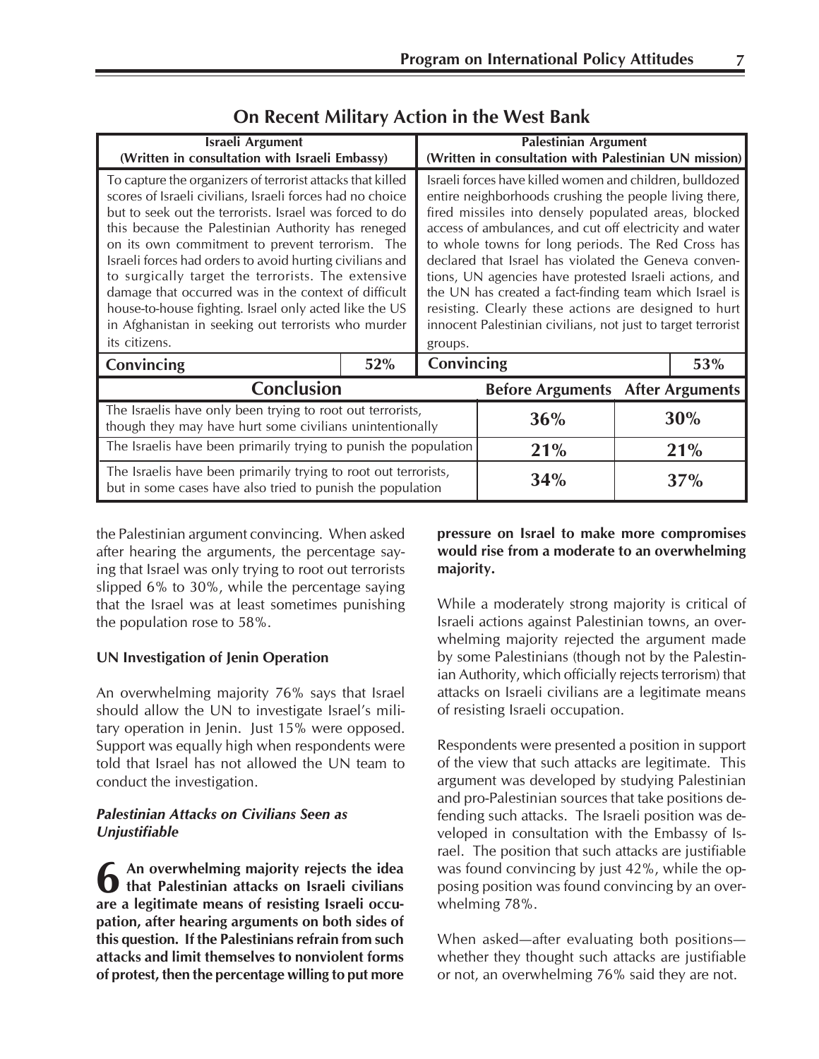## On Recent Military Action in the West Bank

| Israeli Argument (Written in consultation with Israeli Embassy) | | Palestinian Argument (Written in consultation with Palestinian UN mission) | |
|---|---|---|---|
| To capture the organizers of terrorist attacks that killed scores of Israeli civilians, Israeli forces had no choice but to seek out the terrorists. Israel was forced to do this because the Palestinian Authority has reneged on its own commitment to prevent terrorism. The Israeli forces had orders to avoid hurting civilians and to surgically target the terrorists. The extensive damage that occurred was in the context of difficult house-to-house fighting. Israel only acted like the US in Afghanistan in seeking out terrorists who murder its citizens. | | Israeli forces have killed women and children, bulldozed entire neighborhoods crushing the people living there, fired missiles into densely populated areas, blocked access of ambulances, and cut off electricity and water to whole towns for long periods. The Red Cross has declared that Israel has violated the Geneva conventions, UN agencies have protested Israeli actions, and the UN has created a fact-finding team which Israel is resisting. Clearly these actions are designed to hurt innocent Palestinian civilians, not just to target terrorist groups. | |
| **Convincing** | **52%** | **Convincing** | **53%** |

| Conclusion | Before Arguments | After Arguments |
|---|---|---|
| The Israelis have only been trying to root out terrorists, though they may have hurt some civilians unintentionally | **36%** | **30%** |
| The Israelis have been primarily trying to punish the population | **21%** | **21%** |
| The Israelis have been primarily trying to root out terrorists, but in some cases have also tried to punish the population | **34%** | **37%** |

the Palestinian argument convincing. When asked after hearing the arguments, the percentage saying that Israel was only trying to root out terrorists slipped 6% to 30%, while the percentage saying that the Israel was at least sometimes punishing the population rose to 58%.

**UN Investigation of Jenin Operation**

An overwhelming majority 76% says that Israel should allow the UN to investigate Israel's military operation in Jenin. Just 15% were opposed. Support was equally high when respondents were told that Israel has not allowed the UN team to conduct the investigation.

***Palestinian Attacks on Civilians Seen as Unjustifiable***

**6 An overwhelming majority rejects the idea that Palestinian attacks on Israeli civilians are a legitimate means of resisting Israeli occupation, after hearing arguments on both sides of this question. If the Palestinians refrain from such attacks and limit themselves to nonviolent forms of protest, then the percentage willing to put more pressure on Israel to make more compromises would rise from a moderate to an overwhelming majority.**

While a moderately strong majority is critical of Israeli actions against Palestinian towns, an overwhelming majority rejected the argument made by some Palestinians (though not by the Palestinian Authority, which officially rejects terrorism) that attacks on Israeli civilians are a legitimate means of resisting Israeli occupation.

Respondents were presented a position in support of the view that such attacks are legitimate. This argument was developed by studying Palestinian and pro-Palestinian sources that take positions defending such attacks. The Israeli position was developed in consultation with the Embassy of Israel. The position that such attacks are justifiable was found convincing by just 42%, while the opposing position was found convincing by an overwhelming 78%.

When asked—after evaluating both positions—whether they thought such attacks are justifiable or not, an overwhelming 76% said they are not.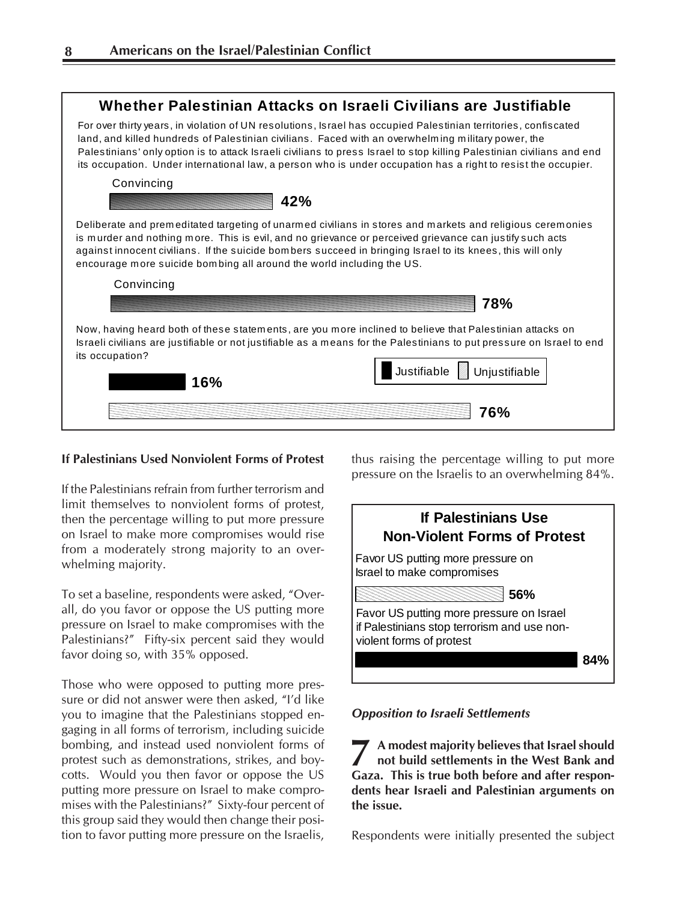## Whether Palestinian Attacks on Israeli Civilians are Justifiable

For over thirty years, in violation of UN resolutions, Israel has occupied Palestinian territories, confiscated land, and killed hundreds of Palestinian civilians. Faced with an overwhelming military power, the Palestinians' only option is to attack Israeli civilians to press Israel to stop killing Palestinian civilians and end its occupation. Under international law, a person who is under occupation has a right to resist the occupier.

Convincing

42%

Deliberate and premeditated targeting of unarmed civilians in stores and markets and religious ceremonies is murder and nothing more. This is evil, and no grievance or perceived grievance can justify such acts against innocent civilians. If the suicide bombers succeed in bringing Israel to its knees, this will only encourage more suicide bombing all around the world including the US.

Convincing

78%

Now, having heard both of these statements, are you more inclined to believe that Palestinian attacks on Israeli civilians are justifiable or not justifiable as a means for the Palestinians to put pressure on Israel to end its occupation?

| | |
|---|---|
| Justifiable | 16% |
| Unjustifiable | 76% |

**If Palestinians Used Nonviolent Forms of Protest**

If the Palestinians refrain from further terrorism and limit themselves to nonviolent forms of protest, then the percentage willing to put more pressure on Israel to make more compromises would rise from a moderately strong majority to an overwhelming majority.

To set a baseline, respondents were asked, "Overall, do you favor or oppose the US putting more pressure on Israel to make compromises with the Palestinians?" Fifty-six percent said they would favor doing so, with 35% opposed.

Those who were opposed to putting more pressure or did not answer were then asked, "I'd like you to imagine that the Palestinians stopped engaging in all forms of terrorism, including suicide bombing, and instead used nonviolent forms of protest such as demonstrations, strikes, and boycotts. Would you then favor or oppose the US putting more pressure on Israel to make compromises with the Palestinians?" Sixty-four percent of this group said they would then change their position to favor putting more pressure on the Israelis, thus raising the percentage willing to put more pressure on the Israelis to an overwhelming 84%.

## If Palestinians Use Non-Violent Forms of Protest

Favor US putting more pressure on Israel to make compromises

56%

Favor US putting more pressure on Israel if Palestinians stop terrorism and use non-violent forms of protest

84%

***Opposition to Israeli Settlements***

**7 A modest majority believes that Israel should not build settlements in the West Bank and Gaza. This is true both before and after respondents hear Israeli and Palestinian arguments on the issue.**

Respondents were initially presented the subject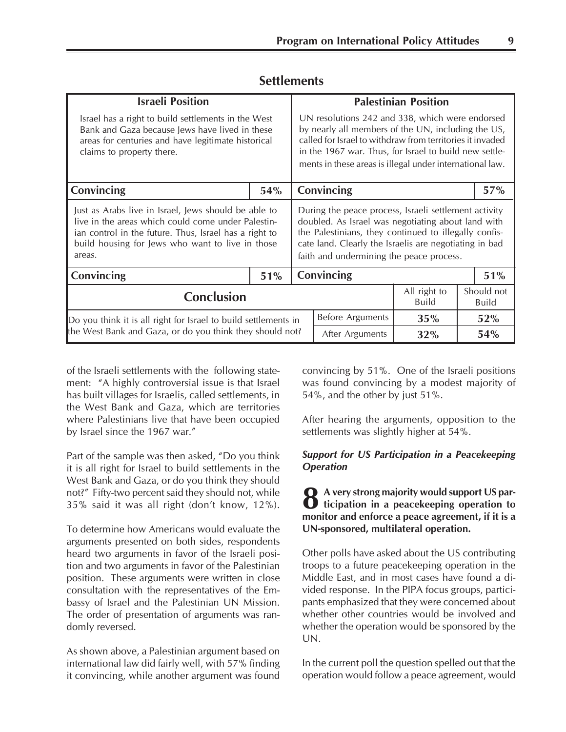## Settlements

| Israeli Position | | Palestinian Position | | | |
|---|---|---|---|---|---|
| Israel has a right to build settlements in the West Bank and Gaza because Jews have lived in these areas for centuries and have legitimate historical claims to property there. | | UN resolutions 242 and 338, which were endorsed by nearly all members of the UN, including the US, called for Israel to withdraw from territories it invaded in the 1967 war. Thus, for Israel to build new settlements in these areas is illegal under international law. | | | |
| **Convincing** | **54%** | **Convincing** | | | **57%** |
| Just as Arabs live in Israel, Jews should be able to live in the areas which could come under Palestinian control in the future. Thus, Israel has a right to build housing for Jews who want to live in those areas. | | During the peace process, Israeli settlement activity doubled. As Israel was negotiating about land with the Palestinians, they continued to illegally confiscate land. Clearly the Israelis are negotiating in bad faith and undermining the peace process. | | | |
| **Convincing** | **51%** | **Convincing** | | | **51%** |
| **Conclusion** | | | | All right to Build | Should not Build |
| Do you think it is all right for Israel to build settlements in the West Bank and Gaza, or do you think they should not? | | | Before Arguments | **35%** | **52%** |
| | | | After Arguments | **32%** | **54%** |

of the Israeli settlements with the following statement: "A highly controversial issue is that Israel has built villages for Israelis, called settlements, in the West Bank and Gaza, which are territories where Palestinians live that have been occupied by Israel since the 1967 war."

Part of the sample was then asked, "Do you think it is all right for Israel to build settlements in the West Bank and Gaza, or do you think they should not?" Fifty-two percent said they should not, while 35% said it was all right (don't know, 12%).

To determine how Americans would evaluate the arguments presented on both sides, respondents heard two arguments in favor of the Israeli position and two arguments in favor of the Palestinian position. These arguments were written in close consultation with the representatives of the Embassy of Israel and the Palestinian UN Mission. The order of presentation of arguments was randomly reversed.

As shown above, a Palestinian argument based on international law did fairly well, with 57% finding it convincing, while another argument was found convincing by 51%. One of the Israeli positions was found convincing by a modest majority of 54%, and the other by just 51%.

After hearing the arguments, opposition to the settlements was slightly higher at 54%.

### *Support for US Participation in a Peacekeeping Operation*

**8 A very strong majority would support US participation in a peacekeeping operation to monitor and enforce a peace agreement, if it is a UN-sponsored, multilateral operation.**

Other polls have asked about the US contributing troops to a future peacekeeping operation in the Middle East, and in most cases have found a divided response. In the PIPA focus groups, participants emphasized that they were concerned about whether other countries would be involved and whether the operation would be sponsored by the UN.

In the current poll the question spelled out that the operation would follow a peace agreement, would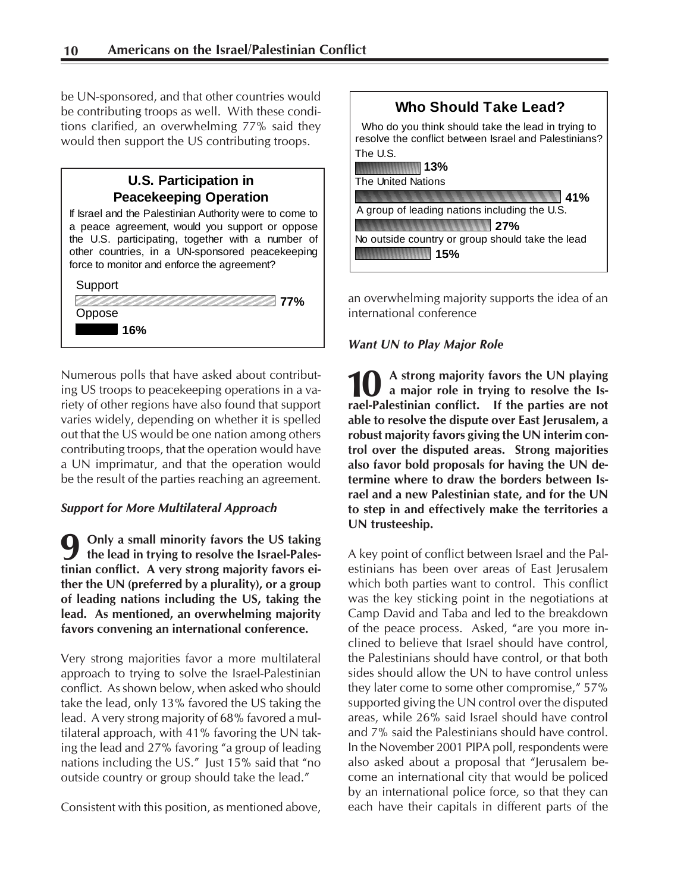be UN-sponsored, and that other countries would be contributing troops as well. With these conditions clarified, an overwhelming 77% said they would then support the US contributing troops.

**U.S. Participation in Peacekeeping Operation**

If Israel and the Palestinian Authority were to come to a peace agreement, would you support or oppose the U.S. participating, together with a number of other countries, in a UN-sponsored peacekeeping force to monitor and enforce the agreement?

| Response | Percent |
|---|---|
| Support | 77% |
| Oppose | 16% |

Numerous polls that have asked about contributing US troops to peacekeeping operations in a variety of other regions have also found that support varies widely, depending on whether it is spelled out that the US would be one nation among others contributing troops, that the operation would have a UN imprimatur, and that the operation would be the result of the parties reaching an agreement.

### *Support for More Multilateral Approach*

**9 Only a small minority favors the US taking the lead in trying to resolve the Israel-Palestinian conflict. A very strong majority favors either the UN (preferred by a plurality), or a group of leading nations including the US, taking the lead. As mentioned, an overwhelming majority favors convening an international conference.**

Very strong majorities favor a more multilateral approach to trying to solve the Israel-Palestinian conflict. As shown below, when asked who should take the lead, only 13% favored the US taking the lead. A very strong majority of 68% favored a multilateral approach, with 41% favoring the UN taking the lead and 27% favoring "a group of leading nations including the US." Just 15% said that "no outside country or group should take the lead."

**Who Should Take Lead?**

Who do you think should take the lead in trying to resolve the conflict between Israel and Palestinians?

| Response | Percent |
|---|---|
| The U.S. | 13% |
| The United Nations | 41% |
| A group of leading nations including the U.S. | 27% |
| No outside country or group should take the lead | 15% |

Consistent with this position, as mentioned above, an overwhelming majority supports the idea of an international conference

### *Want UN to Play Major Role*

**10 A strong majority favors the UN playing a major role in trying to resolve the Israel-Palestinian conflict. If the parties are not able to resolve the dispute over East Jerusalem, a robust majority favors giving the UN interim control over the disputed areas. Strong majorities also favor bold proposals for having the UN determine where to draw the borders between Israel and a new Palestinian state, and for the UN to step in and effectively make the territories a UN trusteeship.**

A key point of conflict between Israel and the Palestinians has been over areas of East Jerusalem which both parties want to control. This conflict was the key sticking point in the negotiations at Camp David and Taba and led to the breakdown of the peace process. Asked, "are you more inclined to believe that Israel should have control, the Palestinians should have control, or that both sides should allow the UN to have control unless they later come to some other compromise," 57% supported giving the UN control over the disputed areas, while 26% said Israel should have control and 7% said the Palestinians should have control. In the November 2001 PIPA poll, respondents were also asked about a proposal that "Jerusalem become an international city that would be policed by an international police force, so that they can each have their capitals in different parts of the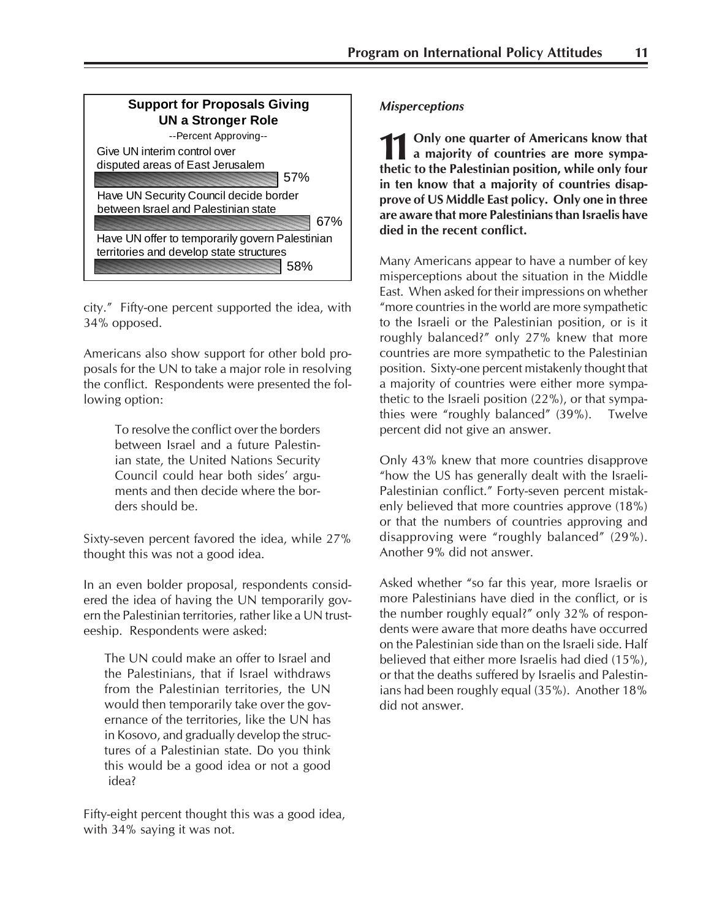**Support for Proposals Giving UN a Stronger Role**

--Percent Approving--

| Proposal | Percent Approving |
|---|---|
| Give UN interim control over disputed areas of East Jerusalem | 57% |
| Have UN Security Council decide border between Israel and Palestinian state | 67% |
| Have UN offer to temporarily govern Palestinian territories and develop state structures | 58% |

city." Fifty-one percent supported the idea, with 34% opposed.

Americans also show support for other bold proposals for the UN to take a major role in resolving the conflict. Respondents were presented the following option:

> To resolve the conflict over the borders between Israel and a future Palestinian state, the United Nations Security Council could hear both sides' arguments and then decide where the borders should be.

Sixty-seven percent favored the idea, while 27% thought this was not a good idea.

In an even bolder proposal, respondents considered the idea of having the UN temporarily govern the Palestinian territories, rather like a UN trusteeship. Respondents were asked:

> The UN could make an offer to Israel and the Palestinians, that if Israel withdraws from the Palestinian territories, the UN would then temporarily take over the governance of the territories, like the UN has in Kosovo, and gradually develop the structures of a Palestinian state. Do you think this would be a good idea or not a good idea?

Fifty-eight percent thought this was a good idea, with 34% saying it was not.

### *Misperceptions*

**11 Only one quarter of Americans know that a majority of countries are more sympathetic to the Palestinian position, while only four in ten know that a majority of countries disapprove of US Middle East policy. Only one in three are aware that more Palestinians than Israelis have died in the recent conflict.**

Many Americans appear to have a number of key misperceptions about the situation in the Middle East. When asked for their impressions on whether "more countries in the world are more sympathetic to the Israeli or the Palestinian position, or is it roughly balanced?" only 27% knew that more countries are more sympathetic to the Palestinian position. Sixty-one percent mistakenly thought that a majority of countries were either more sympathetic to the Israeli position (22%), or that sympathies were "roughly balanced" (39%). Twelve percent did not give an answer.

Only 43% knew that more countries disapprove "how the US has generally dealt with the Israeli-Palestinian conflict." Forty-seven percent mistakenly believed that more countries approve (18%) or that the numbers of countries approving and disapproving were "roughly balanced" (29%). Another 9% did not answer.

Asked whether "so far this year, more Israelis or more Palestinians have died in the conflict, or is the number roughly equal?" only 32% of respondents were aware that more deaths have occurred on the Palestinian side than on the Israeli side. Half believed that either more Israelis had died (15%), or that the deaths suffered by Israelis and Palestinians had been roughly equal (35%). Another 18% did not answer.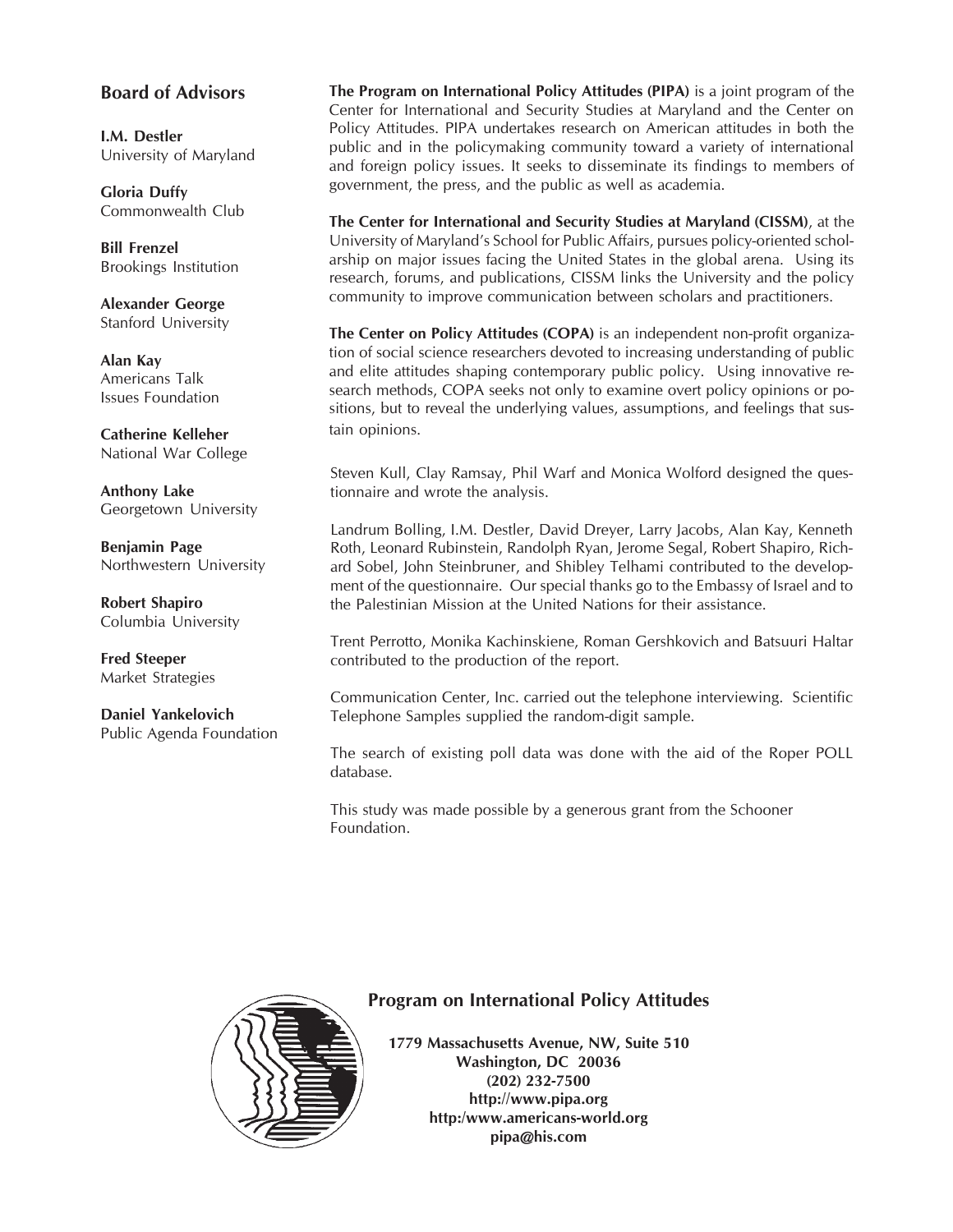## Board of Advisors

**I.M. Destler**
University of Maryland

**Gloria Duffy**
Commonwealth Club

**Bill Frenzel**
Brookings Institution

**Alexander George**
Stanford University

**Alan Kay**
Americans Talk Issues Foundation

**Catherine Kelleher**
National War College

**Anthony Lake**
Georgetown University

**Benjamin Page**
Northwestern University

**Robert Shapiro**
Columbia University

**Fred Steeper**
Market Strategies

**Daniel Yankelovich**
Public Agenda Foundation

**The Program on International Policy Attitudes (PIPA)** is a joint program of the Center for International and Security Studies at Maryland and the Center on Policy Attitudes. PIPA undertakes research on American attitudes in both the public and in the policymaking community toward a variety of international and foreign policy issues. It seeks to disseminate its findings to members of government, the press, and the public as well as academia.

**The Center for International and Security Studies at Maryland (CISSM)**, at the University of Maryland's School for Public Affairs, pursues policy-oriented scholarship on major issues facing the United States in the global arena. Using its research, forums, and publications, CISSM links the University and the policy community to improve communication between scholars and practitioners.

**The Center on Policy Attitudes (COPA)** is an independent non-profit organization of social science researchers devoted to increasing understanding of public and elite attitudes shaping contemporary public policy. Using innovative research methods, COPA seeks not only to examine overt policy opinions or positions, but to reveal the underlying values, assumptions, and feelings that sustain opinions.

Steven Kull, Clay Ramsay, Phil Warf and Monica Wolford designed the questionnaire and wrote the analysis.

Landrum Bolling, I.M. Destler, David Dreyer, Larry Jacobs, Alan Kay, Kenneth Roth, Leonard Rubinstein, Randolph Ryan, Jerome Segal, Robert Shapiro, Richard Sobel, John Steinbruner, and Shibley Telhami contributed to the development of the questionnaire. Our special thanks go to the Embassy of Israel and to the Palestinian Mission at the United Nations for their assistance.

Trent Perrotto, Monika Kachinskiene, Roman Gershkovich and Batsuuri Haltar contributed to the production of the report.

Communication Center, Inc. carried out the telephone interviewing. Scientific Telephone Samples supplied the random-digit sample.

The search of existing poll data was done with the aid of the Roper POLL database.

This study was made possible by a generous grant from the Schooner Foundation.

**Program on International Policy Attitudes**

**1779 Massachusetts Avenue, NW, Suite 510**
**Washington, DC 20036**
**(202) 232-7500**
**http://www.pipa.org**
**http:/www.americans-world.org**
**pipa@his.com**